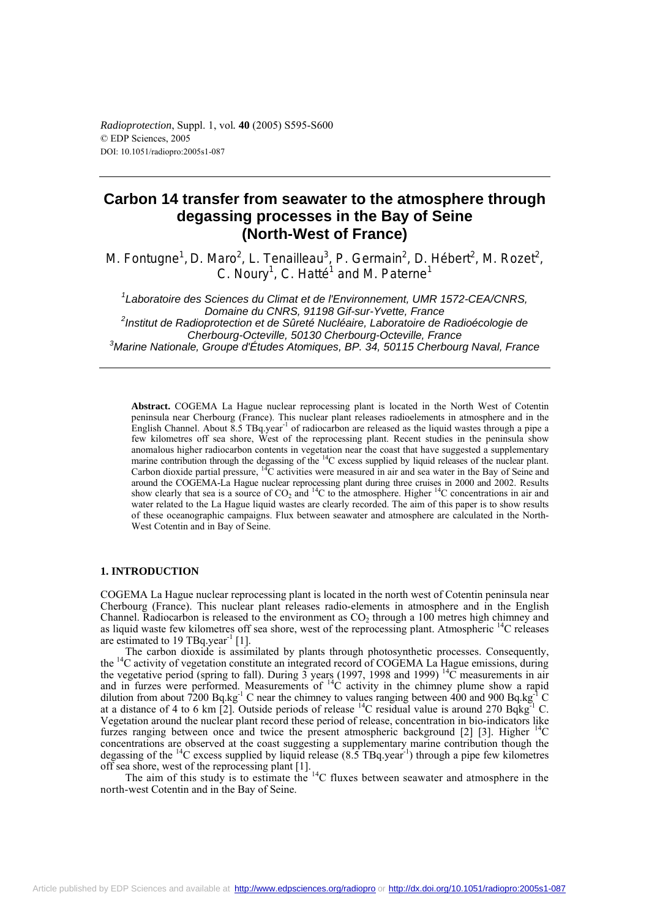# Carbon 14 transfer from seawater to the atmosphere through degassing processes in the Bay of Seine (North-West of France)

M. Fontugne[1], D. Maro[2], L. Tenailleau[3], P. Germain[2], D. Hébert[2], M. Rozet[2], C. Noury[1], C. Hatté[1] and M. Paterne[1]

[1]*Laboratoire des Sciences du Climat et de l'Environnement, UMR 1572-CEA/CNRS, Domaine du CNRS, 91198 Gif-sur-Yvette, France*
[2]*Institut de Radioprotection et de Sûreté Nucléaire, Laboratoire de Radioécologie de Cherbourg-Octeville, 50130 Cherbourg-Octeville, France*
[3]*Marine Nationale, Groupe d'Études Atomiques, BP. 34, 50115 Cherbourg Naval, France*

**Abstract.** COGEMA La Hague nuclear reprocessing plant is located in the North West of Cotentin peninsula near Cherbourg (France). This nuclear plant releases radioelements in atmosphere and in the English Channel. About 8.5 $TBq.year^{-1}$ of radiocarbon are released as the liquid wastes through a pipe a few kilometres off sea shore, West of the reprocessing plant. Recent studies in the peninsula show anomalous higher radiocarbon contents in vegetation near the coast that have suggested a supplementary marine contribution through the degassing of the $^{14}C$ excess supplied by liquid releases of the nuclear plant. Carbon dioxide partial pressure, $^{14}C$ activities were measured in air and sea water in the Bay of Seine and around the COGEMA-La Hague nuclear reprocessing plant during three cruises in 2000 and 2002. Results show clearly that sea is a source of $CO_2$ and $^{14}C$ to the atmosphere. Higher $^{14}C$ concentrations in air and water related to the La Hague liquid wastes are clearly recorded. The aim of this paper is to show results of these oceanographic campaigns. Flux between seawater and atmosphere are calculated in the North-West Cotentin and in Bay of Seine.

## 1. INTRODUCTION

COGEMA La Hague nuclear reprocessing plant is located in the north west of Cotentin peninsula near Cherbourg (France). This nuclear plant releases radio-elements in atmosphere and in the English Channel. Radiocarbon is released to the environment as $CO_2$ through a 100 metres high chimney and as liquid waste few kilometres off sea shore, west of the reprocessing plant. Atmospheric $^{14}C$ releases are estimated to 19 $TBq.year^{-1}$ [1].

The carbon dioxide is assimilated by plants through photosynthetic processes. Consequently, the $^{14}C$ activity of vegetation constitute an integrated record of COGEMA La Hague emissions, during the vegetative period (spring to fall). During 3 years (1997, 1998 and 1999) $^{14}C$ measurements in air and in furzes were performed. Measurements of $^{14}C$ activity in the chimney plume show a rapid dilution from about 7200 $Bq.kg^{-1}$ C near the chimney to values ranging between 400 and 900 $Bq.kg^{-1}$ C at a distance of 4 to 6 km [2]. Outside periods of release $^{14}C$ residual value is around 270 $Bqkg^{-1}$ C. Vegetation around the nuclear plant record these period of release, concentration in bio-indicators like furzes ranging between once and twice the present atmospheric background [2] [3]. Higher $^{14}C$ concentrations are observed at the coast suggesting a supplementary marine contribution though the degassing of the $^{14}C$ excess supplied by liquid release (8.5 $TBq.year^{-1}$) through a pipe few kilometres off sea shore, west of the reprocessing plant [1].

The aim of this study is to estimate the $^{14}C$ fluxes between seawater and atmosphere in the north-west Cotentin and in the Bay of Seine.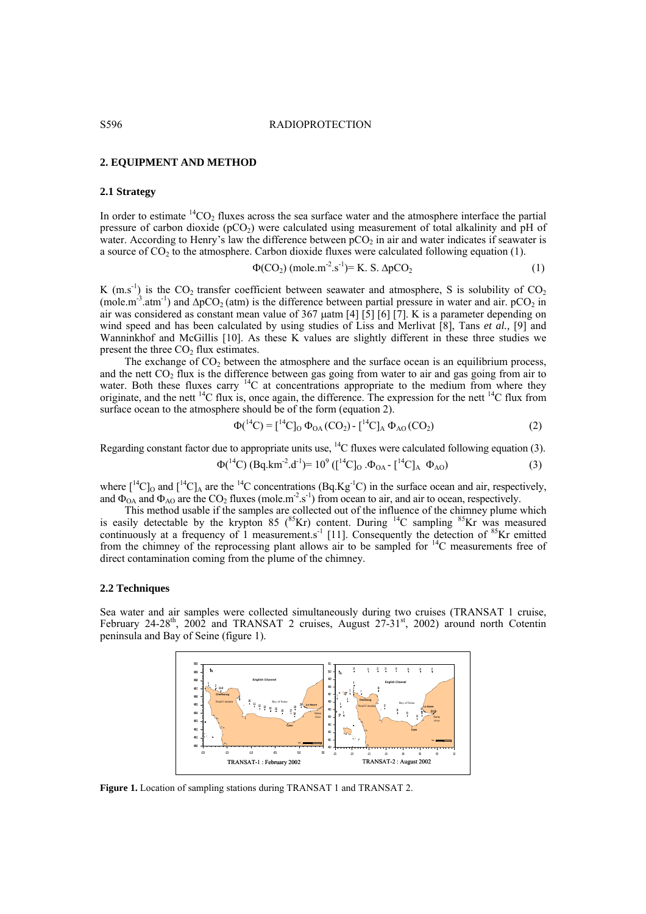## 2. EQUIPMENT AND METHOD

### 2.1 Strategy

In order to estimate $^{14}CO_2$ fluxes across the sea surface water and the atmosphere interface the partial pressure of carbon dioxide ($pCO_2$) were calculated using measurement of total alkalinity and pH of water. According to Henry's law the difference between $pCO_2$ in air and water indicates if seawater is a source of $CO_2$ to the atmosphere. Carbon dioxide fluxes were calculated following equation (1).

$$\Phi(CO_2)\ (\text{mole.m}^{-2}.\text{s}^{-1}) = K.\ S.\ \Delta pCO_2 \qquad (1)$$

K ($\text{m.s}^{-1}$) is the $CO_2$ transfer coefficient between seawater and atmosphere, S is solubility of $CO_2$ ($\text{mole.m}^{-3}.\text{atm}^{-1}$) and $\Delta pCO_2$ (atm) is the difference between partial pressure in water and air. $pCO_2$ in air was considered as constant mean value of 367 µatm [4] [5] [6] [7]. K is a parameter depending on wind speed and has been calculated by using studies of Liss and Merlivat [8], Tans *et al.,* [9] and Wanninkhof and McGillis [10]. As these K values are slightly different in these three studies we present the three $CO_2$ flux estimates.

The exchange of $CO_2$ between the atmosphere and the surface ocean is an equilibrium process, and the nett $CO_2$ flux is the difference between gas going from water to air and gas going from air to water. Both these fluxes carry $^{14}C$ at concentrations appropriate to the medium from where they originate, and the nett $^{14}C$ flux is, once again, the difference. The expression for the nett $^{14}C$ flux from surface ocean to the atmosphere should be of the form (equation 2).

$$\Phi(^{14}C) = [^{14}C]_O\ \Phi_{OA}(CO_2) - [^{14}C]_A\ \Phi_{AO}(CO_2) \qquad (2)$$

Regarding constant factor due to appropriate units use, $^{14}C$ fluxes were calculated following equation (3).

$$\Phi(^{14}C)\ (\text{Bq.km}^{-2}.\text{d}^{-1}) = 10^9\ ([^{14}C]_O\ .\Phi_{OA} - [^{14}C]_A\ \Phi_{AO}) \qquad (3)$$

where $[^{14}C]_O$ and $[^{14}C]_A$ are the $^{14}C$ concentrations ($\text{Bq.Kg}^{-1}\text{C}$) in the surface ocean and air, respectively, and $\Phi_{OA}$ and $\Phi_{AO}$ are the $CO_2$ fluxes ($\text{mole.m}^{-2}.\text{s}^{-1}$) from ocean to air, and air to ocean, respectively.

This method usable if the samples are collected out of the influence of the chimney plume which is easily detectable by the krypton 85 ($^{85}Kr$) content. During $^{14}C$ sampling $^{85}Kr$ was measured continuously at a frequency of 1 $\text{measurement.s}^{-1}$ [11]. Consequently the detection of $^{85}Kr$ emitted from the chimney of the reprocessing plant allows air to be sampled for $^{14}C$ measurements free of direct contamination coming from the plume of the chimney.

### 2.2 Techniques

Sea water and air samples were collected simultaneously during two cruises (TRANSAT 1 cruise, February 24-28th, 2002 and TRANSAT 2 cruises, August 27-31st, 2002) around north Cotentin peninsula and Bay of Seine (figure 1).

TRANSAT-1 : February 2002 TRANSAT-2 : August 2002

**Figure 1.** Location of sampling stations during TRANSAT 1 and TRANSAT 2.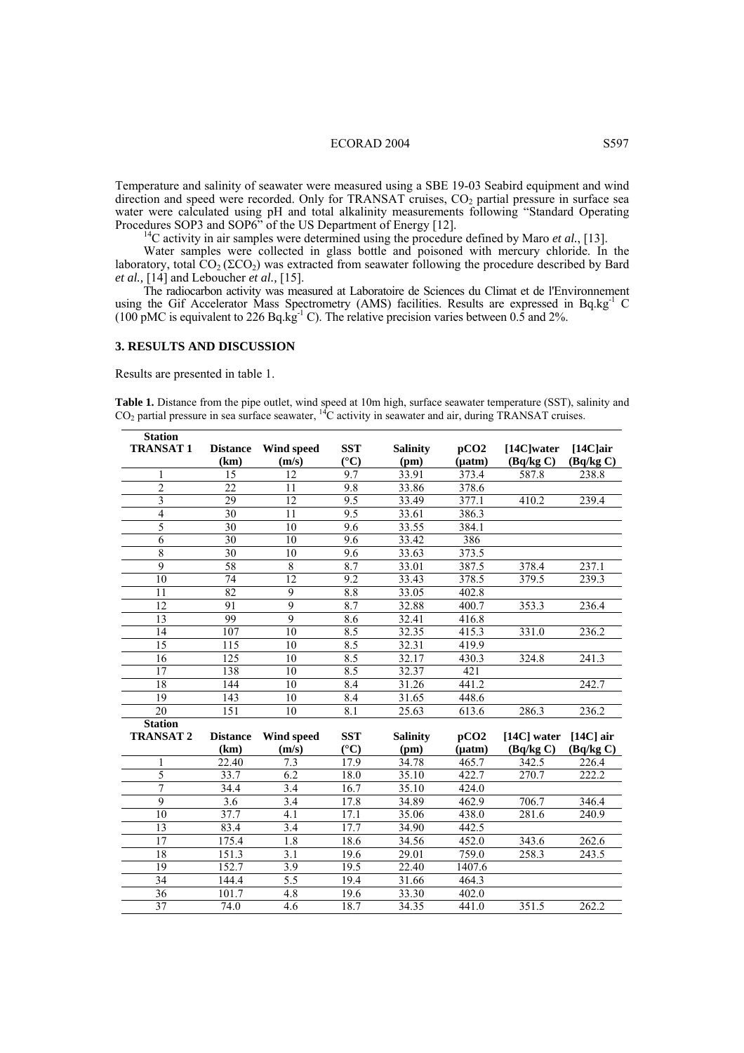Temperature and salinity of seawater were measured using a SBE 19-03 Seabird equipment and wind direction and speed were recorded. Only for TRANSAT cruises, $CO_2$ partial pressure in surface sea water were calculated using pH and total alkalinity measurements following "Standard Operating Procedures SOP3 and SOP6" of the US Department of Energy [12].

$^{14}C$ activity in air samples were determined using the procedure defined by Maro *et al.*, [13].

Water samples were collected in glass bottle and poisoned with mercury chloride. In the laboratory, total $CO_2$ ($\Sigma CO_2$) was extracted from seawater following the procedure described by Bard *et al.,* [14] and Leboucher *et al.,* [15].

The radiocarbon activity was measured at Laboratoire de Sciences du Climat et de l'Environnement using the Gif Accelerator Mass Spectrometry (AMS) facilities. Results are expressed in $Bq.kg^{-1}$ C (100 pMC is equivalent to 226 $Bq.kg^{-1}$ C). The relative precision varies between 0.5 and 2%.

## 3. RESULTS AND DISCUSSION

Results are presented in table 1.

**Table 1.** Distance from the pipe outlet, wind speed at 10m high, surface seawater temperature (SST), salinity and $CO_2$ partial pressure in sea surface seawater, $^{14}C$ activity in seawater and air, during TRANSAT cruises.

| Station TRANSAT 1 | Distance (km) | Wind speed (m/s) | SST (°C) | Salinity (pm) | pCO2 (µatm) | [14C]water (Bq/kg C) | [14C]air (Bq/kg C) |
|---|---|---|---|---|---|---|---|
| 1 | 15 | 12 | 9.7 | 33.91 | 373.4 | 587.8 | 238.8 |
| 2 | 22 | 11 | 9.8 | 33.86 | 378.6 | | |
| 3 | 29 | 12 | 9.5 | 33.49 | 377.1 | 410.2 | 239.4 |
| 4 | 30 | 11 | 9.5 | 33.61 | 386.3 | | |
| 5 | 30 | 10 | 9.6 | 33.55 | 384.1 | | |
| 6 | 30 | 10 | 9.6 | 33.42 | 386 | | |
| 8 | 30 | 10 | 9.6 | 33.63 | 373.5 | | |
| 9 | 58 | 8 | 8.7 | 33.01 | 387.5 | 378.4 | 237.1 |
| 10 | 74 | 12 | 9.2 | 33.43 | 378.5 | 379.5 | 239.3 |
| 11 | 82 | 9 | 8.8 | 33.05 | 402.8 | | |
| 12 | 91 | 9 | 8.7 | 32.88 | 400.7 | 353.3 | 236.4 |
| 13 | 99 | 9 | 8.6 | 32.41 | 416.8 | | |
| 14 | 107 | 10 | 8.5 | 32.35 | 415.3 | 331.0 | 236.2 |
| 15 | 115 | 10 | 8.5 | 32.31 | 419.9 | | |
| 16 | 125 | 10 | 8.5 | 32.17 | 430.3 | 324.8 | 241.3 |
| 17 | 138 | 10 | 8.5 | 32.37 | 421 | | |
| 18 | 144 | 10 | 8.4 | 31.26 | 441.2 | | 242.7 |
| 19 | 143 | 10 | 8.4 | 31.65 | 448.6 | | |
| 20 | 151 | 10 | 8.1 | 25.63 | 613.6 | 286.3 | 236.2 |
| **Station TRANSAT 2** | **Distance (km)** | **Wind speed (m/s)** | **SST (°C)** | **Salinity (pm)** | **pCO2 (µatm)** | **[14C] water (Bq/kg C)** | **[14C] air (Bq/kg C)** |
| 1 | 22.40 | 7.3 | 17.9 | 34.78 | 465.7 | 342.5 | 226.4 |
| 5 | 33.7 | 6.2 | 18.0 | 35.10 | 422.7 | 270.7 | 222.2 |
| 7 | 34.4 | 3.4 | 16.7 | 35.10 | 424.0 | | |
| 9 | 3.6 | 3.4 | 17.8 | 34.89 | 462.9 | 706.7 | 346.4 |
| 10 | 37.7 | 4.1 | 17.1 | 35.06 | 438.0 | 281.6 | 240.9 |
| 13 | 83.4 | 3.4 | 17.7 | 34.90 | 442.5 | | |
| 17 | 175.4 | 1.8 | 18.6 | 34.56 | 452.0 | 343.6 | 262.6 |
| 18 | 151.3 | 3.1 | 19.6 | 29.01 | 759.0 | 258.3 | 243.5 |
| 19 | 152.7 | 3.9 | 19.5 | 22.40 | 1407.6 | | |
| 34 | 144.4 | 5.5 | 19.4 | 31.66 | 464.3 | | |
| 36 | 101.7 | 4.8 | 19.6 | 33.30 | 402.0 | | |
| 37 | 74.0 | 4.6 | 18.7 | 34.35 | 441.0 | 351.5 | 262.2 |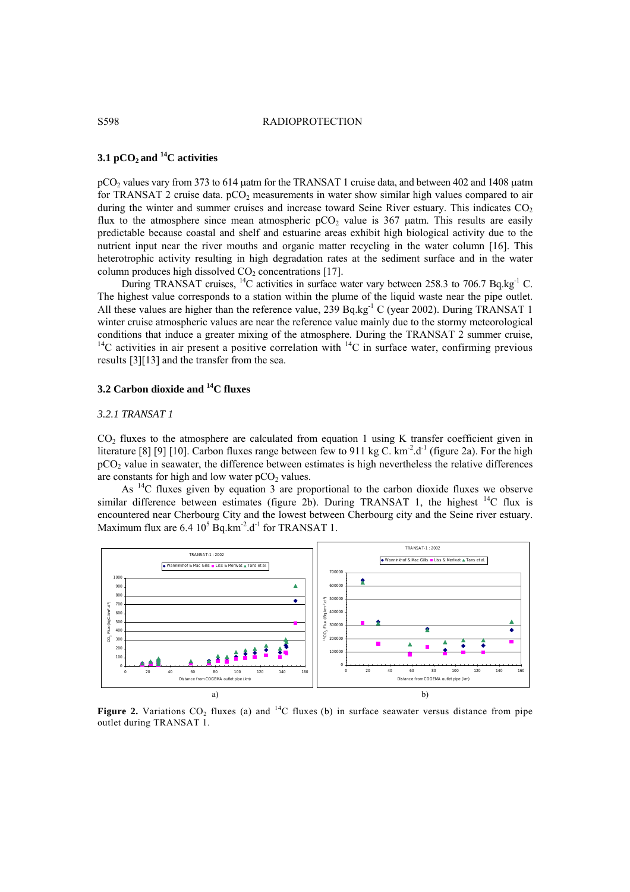### 3.1 $pCO_2$ and $^{14}C$ activities

$pCO_2$ values vary from 373 to 614 µatm for the TRANSAT 1 cruise data, and between 402 and 1408 µatm for TRANSAT 2 cruise data. $pCO_2$ measurements in water show similar high values compared to air during the winter and summer cruises and increase toward Seine River estuary. This indicates $CO_2$ flux to the atmosphere since mean atmospheric $pCO_2$ value is 367 µatm. This results are easily predictable because coastal and shelf and estuarine areas exhibit high biological activity due to the nutrient input near the river mouths and organic matter recycling in the water column [16]. This heterotrophic activity resulting in high degradation rates at the sediment surface and in the water column produces high dissolved $CO_2$ concentrations [17].

During TRANSAT cruises, $^{14}C$ activities in surface water vary between 258.3 to 706.7 $Bq.kg^{-1}$ C. The highest value corresponds to a station within the plume of the liquid waste near the pipe outlet. All these values are higher than the reference value, 239 $Bq.kg^{-1}$ C (year 2002). During TRANSAT 1 winter cruise atmospheric values are near the reference value mainly due to the stormy meteorological conditions that induce a greater mixing of the atmosphere. During the TRANSAT 2 summer cruise, $^{14}C$ activities in air present a positive correlation with $^{14}C$ in surface water, confirming previous results [3][13] and the transfer from the sea.

### 3.2 Carbon dioxide and $^{14}C$ fluxes

#### *3.2.1 TRANSAT 1*

$CO_2$ fluxes to the atmosphere are calculated from equation 1 using K transfer coefficient given in literature [8] [9] [10]. Carbon fluxes range between few to 911 kg C. $km^{-2}.d^{-1}$ (figure 2a). For the high $pCO_2$ value in seawater, the difference between estimates is high nevertheless the relative differences are constants for high and low water $pCO_2$ values.

As $^{14}C$ fluxes given by equation 3 are proportional to the carbon dioxide fluxes we observe similar difference between estimates (figure 2b). During TRANSAT 1, the highest $^{14}C$ flux is encountered near Cherbourg City and the lowest between Cherbourg city and the Seine river estuary. Maximum flux are 6.4 $10^5$ $Bq.km^{-2}.d^{-1}$ for TRANSAT 1.

a) b)

**Figure 2.** Variations $CO_2$ fluxes (a) and $^{14}C$ fluxes (b) in surface seawater versus distance from pipe outlet during TRANSAT 1.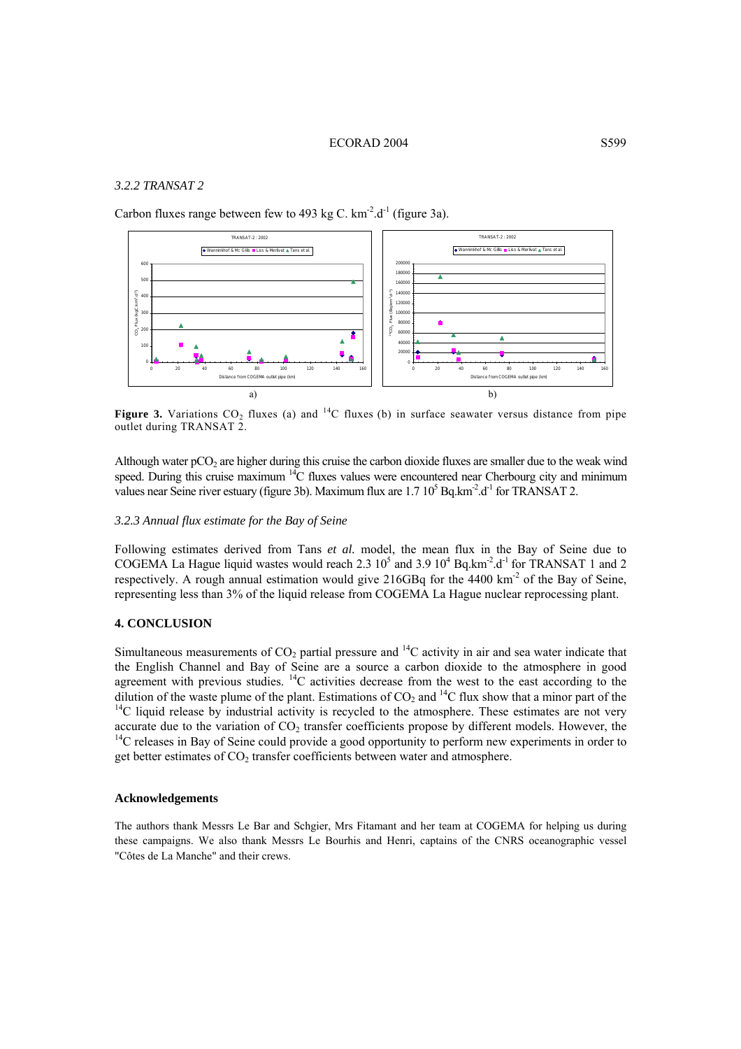### 3.2.2 *TRANSAT 2*

Carbon fluxes range between few to 493 kg C. km$^{-2}$.d$^{-1}$ (figure 3a).

**Figure 3.** Variations $CO_2$ fluxes (a) and $^{14}C$ fluxes (b) in surface seawater versus distance from pipe outlet during TRANSAT 2.

Although water $pCO_2$ are higher during this cruise the carbon dioxide fluxes are smaller due to the weak wind speed. During this cruise maximum $^{14}C$ fluxes values were encountered near Cherbourg city and minimum values near Seine river estuary (figure 3b). Maximum flux are 1.7 $10^5$ Bq.km$^{-2}$.d$^{-1}$ for TRANSAT 2.

### 3.2.3 *Annual flux estimate for the Bay of Seine*

Following estimates derived from Tans *et al.* model, the mean flux in the Bay of Seine due to COGEMA La Hague liquid wastes would reach 2.3 $10^5$ and 3.9 $10^4$ Bq.km$^{-2}$.d$^{-1}$ for TRANSAT 1 and 2 respectively. A rough annual estimation would give 216GBq for the 4400 km$^{-2}$ of the Bay of Seine, representing less than 3% of the liquid release from COGEMA La Hague nuclear reprocessing plant.

## 4. CONCLUSION

Simultaneous measurements of $CO_2$ partial pressure and $^{14}C$ activity in air and sea water indicate that the English Channel and Bay of Seine are a source a carbon dioxide to the atmosphere in good agreement with previous studies. $^{14}C$ activities decrease from the west to the east according to the dilution of the waste plume of the plant. Estimations of $CO_2$ and $^{14}C$ flux show that a minor part of the $^{14}C$ liquid release by industrial activity is recycled to the atmosphere. These estimates are not very accurate due to the variation of $CO_2$ transfer coefficients propose by different models. However, the $^{14}C$ releases in Bay of Seine could provide a good opportunity to perform new experiments in order to get better estimates of $CO_2$ transfer coefficients between water and atmosphere.

### Acknowledgements

The authors thank Messrs Le Bar and Schgier, Mrs Fitamant and her team at COGEMA for helping us during these campaigns. We also thank Messrs Le Bourhis and Henri, captains of the CNRS oceanographic vessel "Côtes de La Manche" and their crews.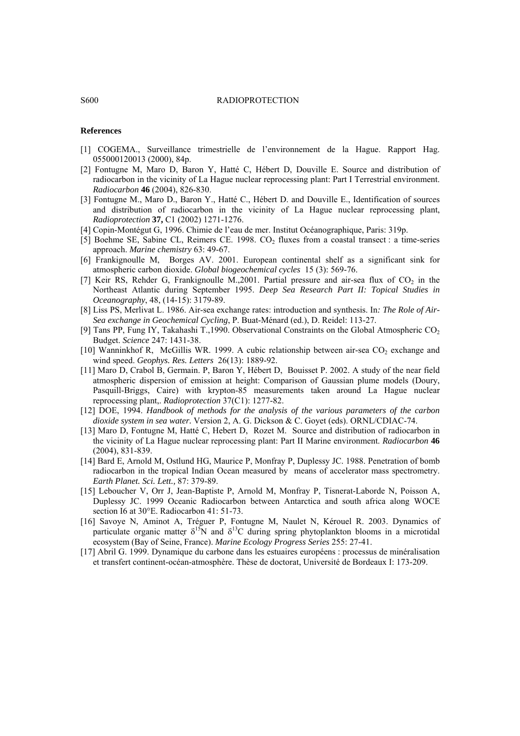**References**

[1] COGEMA., Surveillance trimestrielle de l'environnement de la Hague. Rapport Hag. 055000120013 (2000), 84p.

[2] Fontugne M, Maro D, Baron Y, Hatté C, Hébert D, Douville E. Source and distribution of radiocarbon in the vicinity of La Hague nuclear reprocessing plant: Part I Terrestrial environment. *Radiocarbon* **46** (2004), 826-830.

[3] Fontugne M., Maro D., Baron Y., Hatté C., Hébert D. and Douville E., Identification of sources and distribution of radiocarbon in the vicinity of La Hague nuclear reprocessing plant, *Radioprotection* **37,** C1 (2002) 1271-1276.

[4] Copin-Montégut G, 1996. Chimie de l'eau de mer. Institut Océanographique, Paris: 319p.

[5] Boehme SE, Sabine CL, Reimers CE. 1998. $CO_2$ fluxes from a coastal transect : a time-series approach. *Marine chemistry* 63: 49-67.

[6] Frankignoulle M, Borges AV. 2001. European continental shelf as a significant sink for atmospheric carbon dioxide. *Global biogeochemical cycles* 15 (3): 569-76.

[7] Keir RS, Rehder G, Frankignoulle M.,2001. Partial pressure and air-sea flux of $CO_2$ in the Northeast Atlantic during September 1995. *Deep Sea Research Part II: Topical Studies in Oceanography*, 48, (14-15): 3179-89.

[8] Liss PS, Merlivat L. 1986. Air-sea exchange rates: introduction and synthesis. In*: The Role of Air-Sea exchange in Geochemical Cycling*, P. Buat-Ménard (ed.), D. Reidel: 113-27.

[9] Tans PP, Fung IY, Takahashi T.,1990. Observational Constraints on the Global Atmospheric $CO_2$ Budget. *Science* 247: 1431-38.

[10] Wanninkhof R, McGillis WR. 1999. A cubic relationship between air-sea $CO_2$ exchange and wind speed. *Geophys. Res. Letters* 26(13): 1889-92.

[11] Maro D, Crabol B, Germain. P, Baron Y, Hébert D, Bouisset P. 2002. A study of the near field atmospheric dispersion of emission at height: Comparison of Gaussian plume models (Doury, Pasquill-Briggs, Caire) with krypton-85 measurements taken around La Hague nuclear reprocessing plant,. *Radioprotection* 37(C1): 1277-82.

[12] DOE, 1994. *Handbook of methods for the analysis of the various parameters of the carbon dioxide system in sea water.* Version 2, A. G. Dickson & C. Goyet (eds). ORNL/CDIAC-74.

[13] Maro D, Fontugne M, Hatté C, Hebert D, Rozet M. Source and distribution of radiocarbon in the vicinity of La Hague nuclear reprocessing plant: Part II Marine environment. *Radiocarbon* **46** (2004), 831-839.

[14] Bard E, Arnold M, Ostlund HG, Maurice P, Monfray P, Duplessy JC. 1988. Penetration of bomb radiocarbon in the tropical Indian Ocean measured by means of accelerator mass spectrometry. *Earth Planet. Sci. Lett.,* 87: 379-89.

[15] Leboucher V, Orr J, Jean-Baptiste P, Arnold M, Monfray P, Tisnerat-Laborde N, Poisson A, Duplessy JC. 1999 Oceanic Radiocarbon between Antarctica and south africa along WOCE section I6 at 30°E. Radiocarbon 41: 51-73.

[16] Savoye N, Aminot A, Tréguer P, Fontugne M, Naulet N, Kérouel R. 2003. Dynamics of particulate organic matter $\delta^{15}N$ and $\delta^{13}C$ during spring phytoplankton blooms in a microtidal ecosystem (Bay of Seine, France). *Marine Ecology Progress Series* 255: 27-41.

[17] Abril G. 1999. Dynamique du carbone dans les estuaires européens : processus de minéralisation et transfert continent-océan-atmosphère. Thèse de doctorat, Université de Bordeaux I: 173-209.